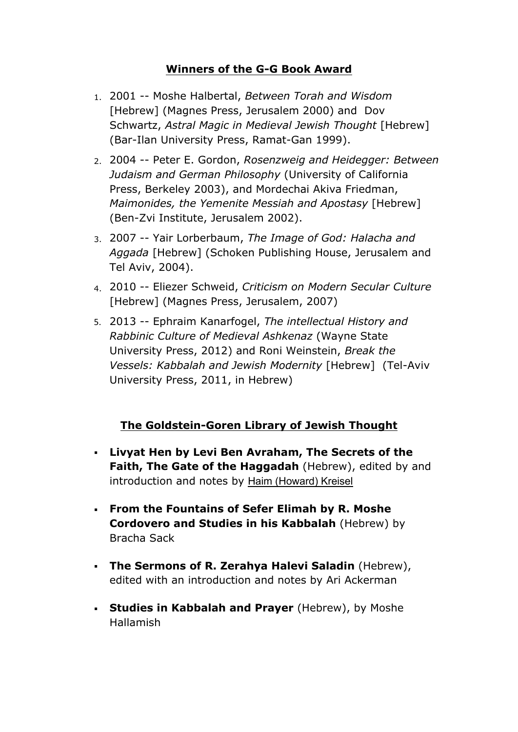## Winners of the G-G Book Award

1. 2001 -- Moshe Halbertal, *Between Torah and Wisdom* [Hebrew] (Magnes Press, Jerusalem 2000) and Dov Schwartz, *Astral Magic in Medieval Jewish Thought* [Hebrew] (Bar-Ilan University Press, Ramat-Gan 1999).
2. 2004 -- Peter E. Gordon, *Rosenzweig and Heidegger: Between Judaism and German Philosophy* (University of California Press, Berkeley 2003), and Mordechai Akiva Friedman, *Maimonides, the Yemenite Messiah and Apostasy* [Hebrew] (Ben-Zvi Institute, Jerusalem 2002).
3. 2007 -- Yair Lorberbaum, *The Image of God: Halacha and Aggada* [Hebrew] (Schoken Publishing House, Jerusalem and Tel Aviv, 2004).
4. 2010 -- Eliezer Schweid, *Criticism on Modern Secular Culture* [Hebrew] (Magnes Press, Jerusalem, 2007)
5. 2013 -- Ephraim Kanarfogel, *The intellectual History and Rabbinic Culture of Medieval Ashkenaz* (Wayne State University Press, 2012) and Roni Weinstein, *Break the Vessels: Kabbalah and Jewish Modernity* [Hebrew] (Tel-Aviv University Press, 2011, in Hebrew)

## The Goldstein-Goren Library of Jewish Thought

- **Livyat Hen by Levi Ben Avraham, The Secrets of the Faith, The Gate of the Haggadah** (Hebrew), edited by and introduction and notes by Haim (Howard) Kreisel
- **From the Fountains of Sefer Elimah by R. Moshe Cordovero and Studies in his Kabbalah** (Hebrew) by Bracha Sack
- **The Sermons of R. Zerahya Halevi Saladin** (Hebrew), edited with an introduction and notes by Ari Ackerman
- **Studies in Kabbalah and Prayer** (Hebrew), by Moshe Hallamish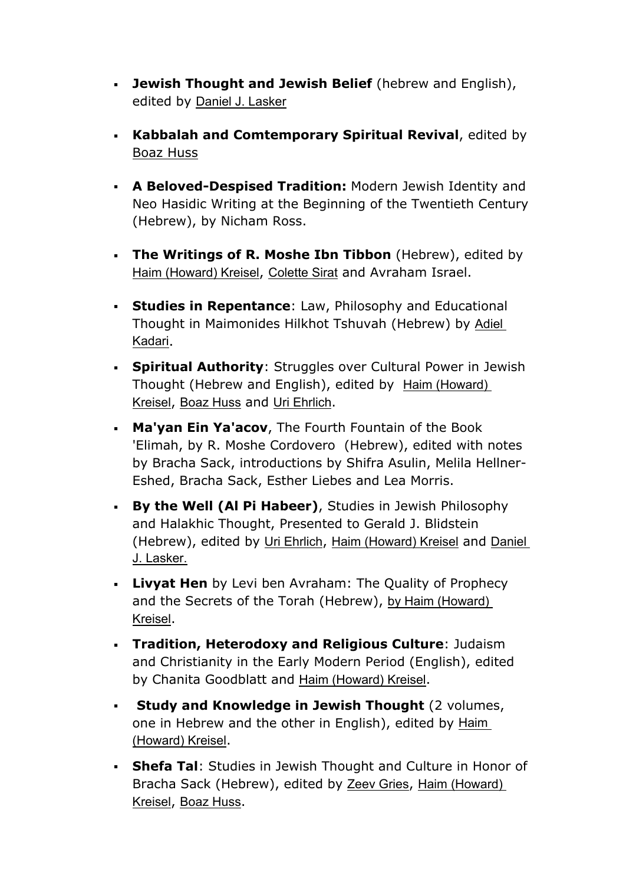- **Jewish Thought and Jewish Belief** (hebrew and English), edited by Daniel J. Lasker

- **Kabbalah and Comtemporary Spiritual Revival**, edited by Boaz Huss

- **A Beloved-Despised Tradition:** Modern Jewish Identity and Neo Hasidic Writing at the Beginning of the Twentieth Century (Hebrew), by Nicham Ross.

- **The Writings of R. Moshe Ibn Tibbon** (Hebrew), edited by Haim (Howard) Kreisel, Colette Sirat and Avraham Israel.

- **Studies in Repentance**: Law, Philosophy and Educational Thought in Maimonides Hilkhot Tshuvah (Hebrew) by Adiel Kadari.

- **Spiritual Authority**: Struggles over Cultural Power in Jewish Thought (Hebrew and English), edited by Haim (Howard) Kreisel, Boaz Huss and Uri Ehrlich.

- **Ma'yan Ein Ya'acov**, The Fourth Fountain of the Book 'Elimah, by R. Moshe Cordovero (Hebrew), edited with notes by Bracha Sack, introductions by Shifra Asulin, Melila Hellner-Eshed, Bracha Sack, Esther Liebes and Lea Morris.

- **By the Well (Al Pi Habeer)**, Studies in Jewish Philosophy and Halakhic Thought, Presented to Gerald J. Blidstein (Hebrew), edited by Uri Ehrlich, Haim (Howard) Kreisel and Daniel J. Lasker.

- **Livyat Hen** by Levi ben Avraham: The Quality of Prophecy and the Secrets of the Torah (Hebrew), by Haim (Howard) Kreisel.

- **Tradition, Heterodoxy and Religious Culture**: Judaism and Christianity in the Early Modern Period (English), edited by Chanita Goodblatt and Haim (Howard) Kreisel.

- **Study and Knowledge in Jewish Thought** (2 volumes, one in Hebrew and the other in English), edited by Haim (Howard) Kreisel.

- **Shefa Tal**: Studies in Jewish Thought and Culture in Honor of Bracha Sack (Hebrew), edited by Zeev Gries, Haim (Howard) Kreisel, Boaz Huss.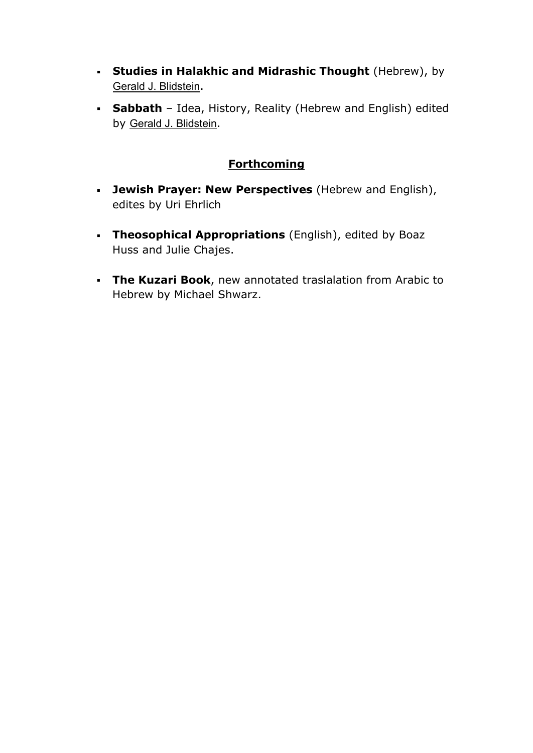- **Studies in Halakhic and Midrashic Thought** (Hebrew), by Gerald J. Blidstein.
- **Sabbath** – Idea, History, Reality (Hebrew and English) edited by Gerald J. Blidstein.

## Forthcoming

- **Jewish Prayer: New Perspectives** (Hebrew and English), edites by Uri Ehrlich
- **Theosophical Appropriations** (English), edited by Boaz Huss and Julie Chajes.
- **The Kuzari Book**, new annotated traslalation from Arabic to Hebrew by Michael Shwarz.